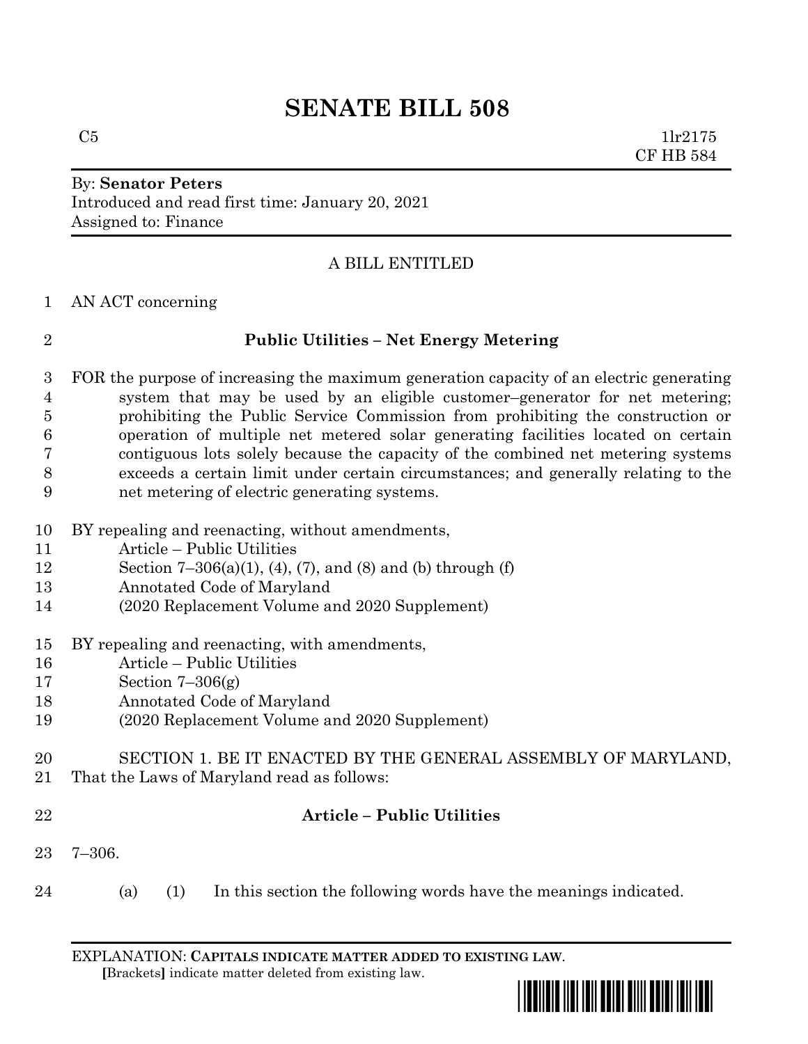# SENATE BILL 508

C5 1lr2175
CF HB 584

By: **Senator Peters**
Introduced and read first time: January 20, 2021
Assigned to: Finance

A BILL ENTITLED

1 AN ACT concerning

## 2 Public Utilities – Net Energy Metering

3 FOR the purpose of increasing the maximum generation capacity of an electric generating
4 system that may be used by an eligible customer–generator for net metering;
5 prohibiting the Public Service Commission from prohibiting the construction or
6 operation of multiple net metered solar generating facilities located on certain
7 contiguous lots solely because the capacity of the combined net metering systems
8 exceeds a certain limit under certain circumstances; and generally relating to the
9 net metering of electric generating systems.

10 BY repealing and reenacting, without amendments,
11 Article – Public Utilities
12 Section 7–306(a)(1), (4), (7), and (8) and (b) through (f)
13 Annotated Code of Maryland
14 (2020 Replacement Volume and 2020 Supplement)

15 BY repealing and reenacting, with amendments,
16 Article – Public Utilities
17 Section 7–306(g)
18 Annotated Code of Maryland
19 (2020 Replacement Volume and 2020 Supplement)

20 SECTION 1. BE IT ENACTED BY THE GENERAL ASSEMBLY OF MARYLAND,
21 That the Laws of Maryland read as follows:

## 22 Article – Public Utilities

23 7–306.

24 (a) (1) In this section the following words have the meanings indicated.

EXPLANATION: **CAPITALS INDICATE MATTER ADDED TO EXISTING LAW.**
**[**Brackets**]** indicate matter deleted from existing law.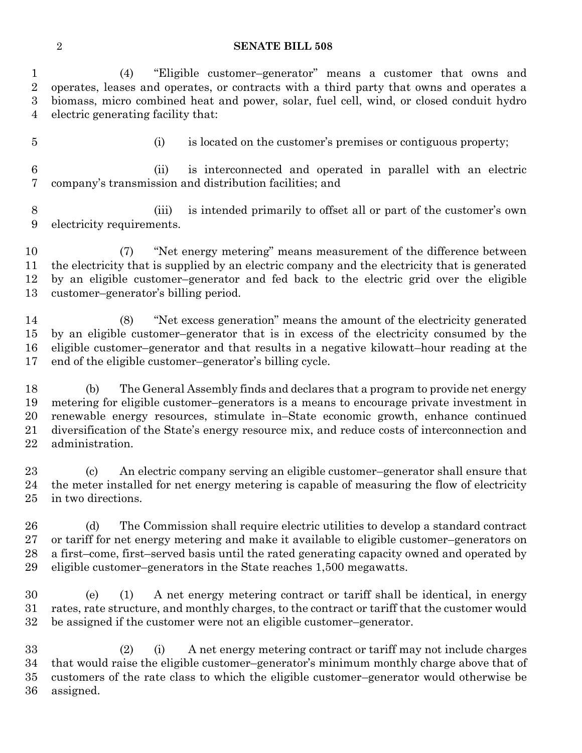(4) "Eligible customer–generator" means a customer that owns and operates, leases and operates, or contracts with a third party that owns and operates a biomass, micro combined heat and power, solar, fuel cell, wind, or closed conduit hydro electric generating facility that:

(i) is located on the customer's premises or contiguous property;

(ii) is interconnected and operated in parallel with an electric company's transmission and distribution facilities; and

(iii) is intended primarily to offset all or part of the customer's own electricity requirements.

(7) "Net energy metering" means measurement of the difference between the electricity that is supplied by an electric company and the electricity that is generated by an eligible customer–generator and fed back to the electric grid over the eligible customer–generator's billing period.

(8) "Net excess generation" means the amount of the electricity generated by an eligible customer–generator that is in excess of the electricity consumed by the eligible customer–generator and that results in a negative kilowatt–hour reading at the end of the eligible customer–generator's billing cycle.

(b) The General Assembly finds and declares that a program to provide net energy metering for eligible customer–generators is a means to encourage private investment in renewable energy resources, stimulate in–State economic growth, enhance continued diversification of the State's energy resource mix, and reduce costs of interconnection and administration.

(c) An electric company serving an eligible customer–generator shall ensure that the meter installed for net energy metering is capable of measuring the flow of electricity in two directions.

(d) The Commission shall require electric utilities to develop a standard contract or tariff for net energy metering and make it available to eligible customer–generators on a first–come, first–served basis until the rated generating capacity owned and operated by eligible customer–generators in the State reaches 1,500 megawatts.

(e) (1) A net energy metering contract or tariff shall be identical, in energy rates, rate structure, and monthly charges, to the contract or tariff that the customer would be assigned if the customer were not an eligible customer–generator.

(2) (i) A net energy metering contract or tariff may not include charges that would raise the eligible customer–generator's minimum monthly charge above that of customers of the rate class to which the eligible customer–generator would otherwise be assigned.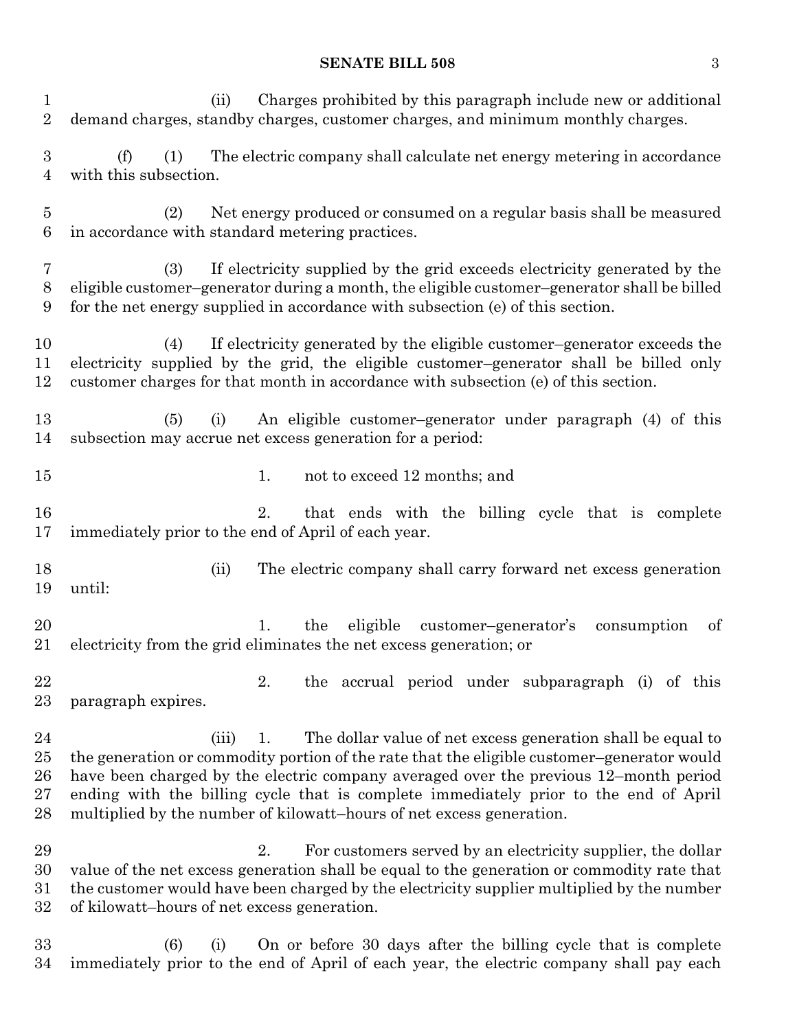(ii) Charges prohibited by this paragraph include new or additional demand charges, standby charges, customer charges, and minimum monthly charges.

(f) (1) The electric company shall calculate net energy metering in accordance with this subsection.

(2) Net energy produced or consumed on a regular basis shall be measured in accordance with standard metering practices.

(3) If electricity supplied by the grid exceeds electricity generated by the eligible customer–generator during a month, the eligible customer–generator shall be billed for the net energy supplied in accordance with subsection (e) of this section.

(4) If electricity generated by the eligible customer–generator exceeds the electricity supplied by the grid, the eligible customer–generator shall be billed only customer charges for that month in accordance with subsection (e) of this section.

(5) (i) An eligible customer–generator under paragraph (4) of this subsection may accrue net excess generation for a period:

1. not to exceed 12 months; and

2. that ends with the billing cycle that is complete immediately prior to the end of April of each year.

(ii) The electric company shall carry forward net excess generation until:

1. the eligible customer–generator's consumption of electricity from the grid eliminates the net excess generation; or

2. the accrual period under subparagraph (i) of this paragraph expires.

(iii) 1. The dollar value of net excess generation shall be equal to the generation or commodity portion of the rate that the eligible customer–generator would have been charged by the electric company averaged over the previous 12–month period ending with the billing cycle that is complete immediately prior to the end of April multiplied by the number of kilowatt–hours of net excess generation.

2. For customers served by an electricity supplier, the dollar value of the net excess generation shall be equal to the generation or commodity rate that the customer would have been charged by the electricity supplier multiplied by the number of kilowatt–hours of net excess generation.

(6) (i) On or before 30 days after the billing cycle that is complete immediately prior to the end of April of each year, the electric company shall pay each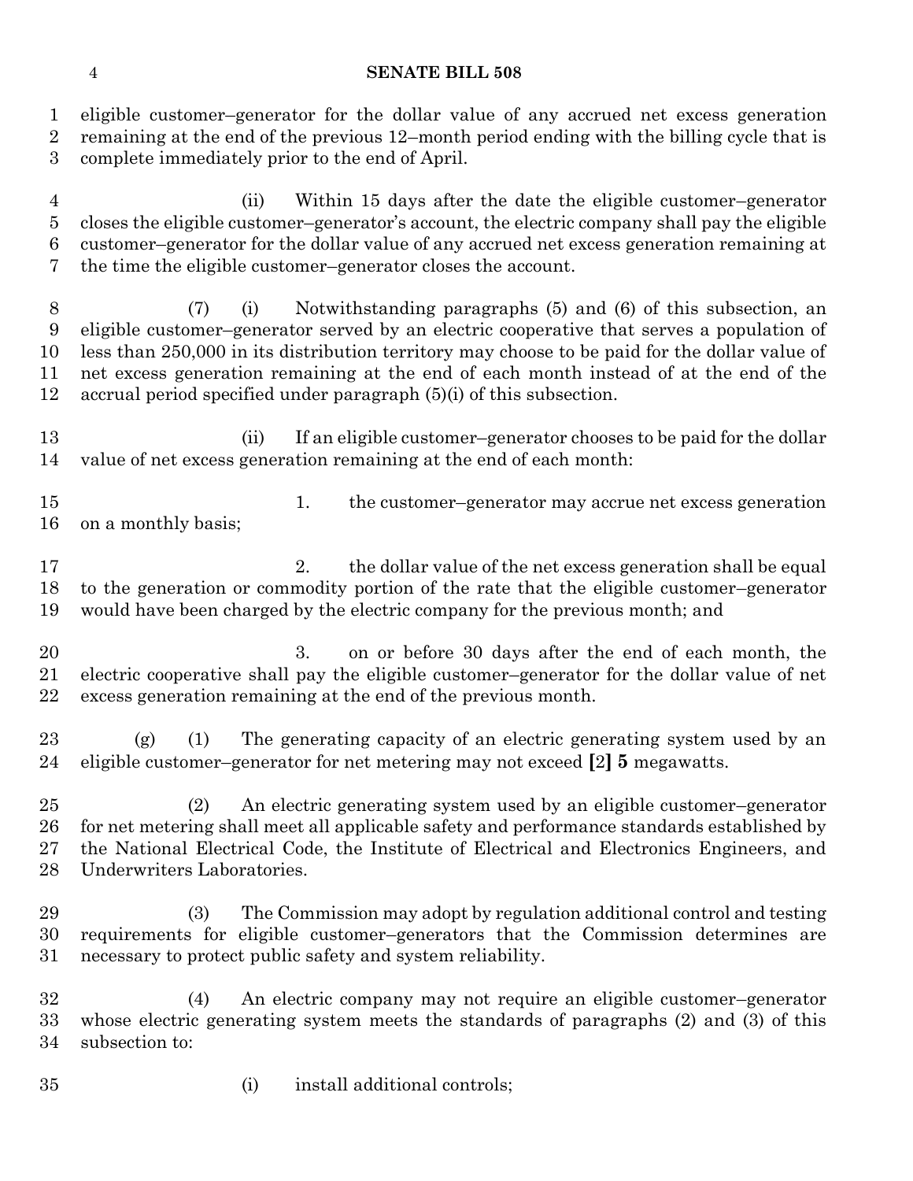eligible customer–generator for the dollar value of any accrued net excess generation remaining at the end of the previous 12–month period ending with the billing cycle that is complete immediately prior to the end of April.

(ii) Within 15 days after the date the eligible customer–generator closes the eligible customer–generator's account, the electric company shall pay the eligible customer–generator for the dollar value of any accrued net excess generation remaining at the time the eligible customer–generator closes the account.

(7) (i) Notwithstanding paragraphs (5) and (6) of this subsection, an eligible customer–generator served by an electric cooperative that serves a population of less than 250,000 in its distribution territory may choose to be paid for the dollar value of net excess generation remaining at the end of each month instead of at the end of the accrual period specified under paragraph (5)(i) of this subsection.

(ii) If an eligible customer–generator chooses to be paid for the dollar value of net excess generation remaining at the end of each month:

1. the customer–generator may accrue net excess generation on a monthly basis;

2. the dollar value of the net excess generation shall be equal to the generation or commodity portion of the rate that the eligible customer–generator would have been charged by the electric company for the previous month; and

3. on or before 30 days after the end of each month, the electric cooperative shall pay the eligible customer–generator for the dollar value of net excess generation remaining at the end of the previous month.

(g) (1) The generating capacity of an electric generating system used by an eligible customer–generator for net metering may not exceed **[**2**] 5** megawatts.

(2) An electric generating system used by an eligible customer–generator for net metering shall meet all applicable safety and performance standards established by the National Electrical Code, the Institute of Electrical and Electronics Engineers, and Underwriters Laboratories.

(3) The Commission may adopt by regulation additional control and testing requirements for eligible customer–generators that the Commission determines are necessary to protect public safety and system reliability.

(4) An electric company may not require an eligible customer–generator whose electric generating system meets the standards of paragraphs (2) and (3) of this subsection to:

(i) install additional controls;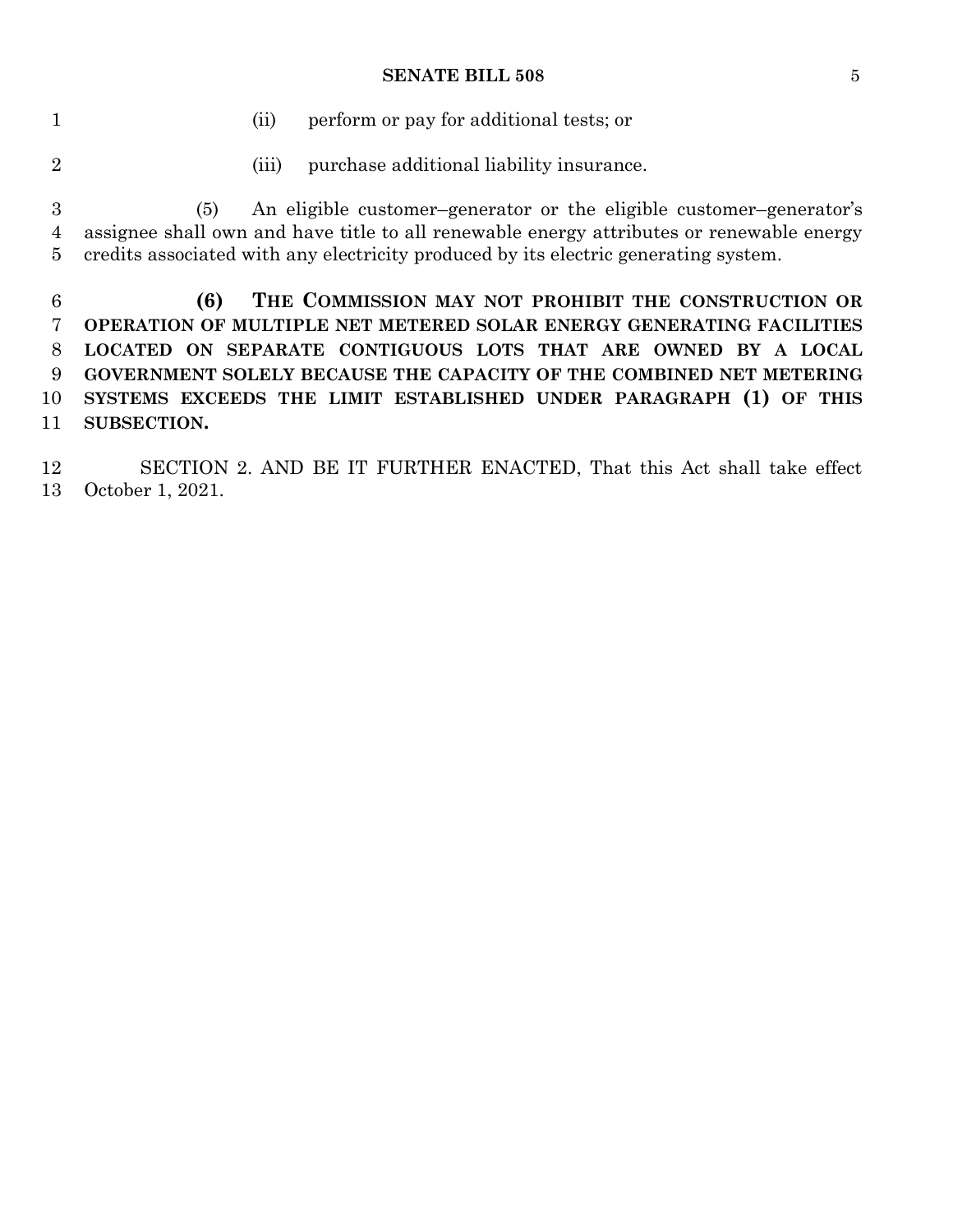(ii) perform or pay for additional tests; or

(iii) purchase additional liability insurance.

(5) An eligible customer–generator or the eligible customer–generator's assignee shall own and have title to all renewable energy attributes or renewable energy credits associated with any electricity produced by its electric generating system.

**(6) THE COMMISSION MAY NOT PROHIBIT THE CONSTRUCTION OR OPERATION OF MULTIPLE NET METERED SOLAR ENERGY GENERATING FACILITIES LOCATED ON SEPARATE CONTIGUOUS LOTS THAT ARE OWNED BY A LOCAL GOVERNMENT SOLELY BECAUSE THE CAPACITY OF THE COMBINED NET METERING SYSTEMS EXCEEDS THE LIMIT ESTABLISHED UNDER PARAGRAPH (1) OF THIS SUBSECTION.**

SECTION 2. AND BE IT FURTHER ENACTED, That this Act shall take effect October 1, 2021.